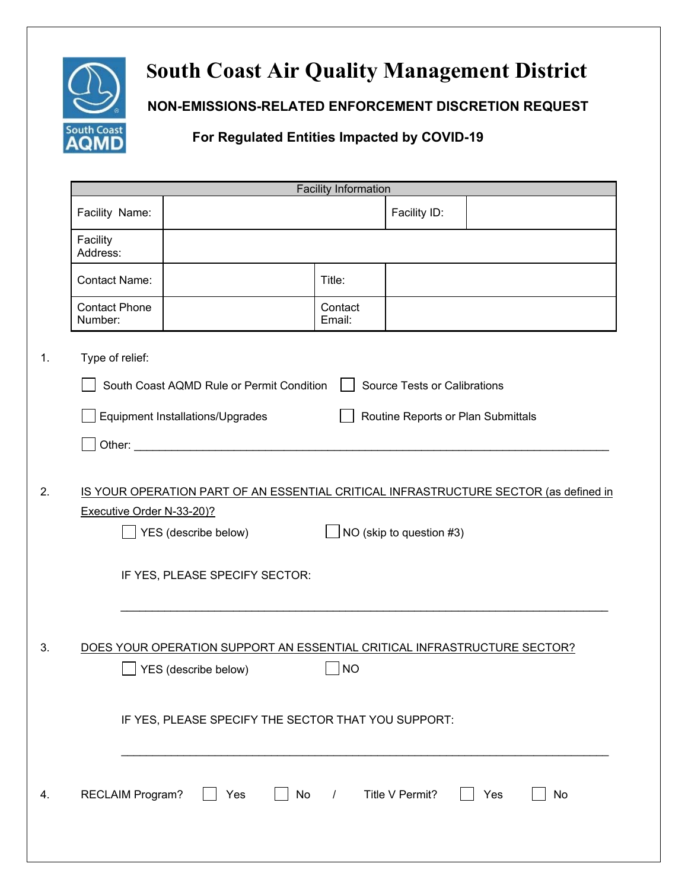# South Coast Air Quality Management District

## NON-EMISSIONS-RELATED ENFORCEMENT DISCRETION REQUEST

### For Regulated Entities Impacted by COVID-19

| Facility Information | | | |
|---|---|---|---|
| Facility Name: | | Facility ID: | |
| Facility Address: | | | |
| Contact Name: | | Title: | |
| Contact Phone Number: | | Contact Email: | |

1. Type of relief:

   ☐ South Coast AQMD Rule or Permit Condition ☐ Source Tests or Calibrations

   ☐ Equipment Installations/Upgrades ☐ Routine Reports or Plan Submittals

   ☐ Other: ____________________________________________________________

2. IS YOUR OPERATION PART OF AN ESSENTIAL CRITICAL INFRASTRUCTURE SECTOR (as defined in Executive Order N-33-20)?

   ☐ YES (describe below) ☐ NO (skip to question #3)

   IF YES, PLEASE SPECIFY SECTOR:

   ____________________________________________________________

3. DOES YOUR OPERATION SUPPORT AN ESSENTIAL CRITICAL INFRASTRUCTURE SECTOR?

   ☐ YES (describe below) ☐ NO

   IF YES, PLEASE SPECIFY THE SECTOR THAT YOU SUPPORT:

   ____________________________________________________________

4. RECLAIM Program? ☐ Yes ☐ No / Title V Permit? ☐ Yes ☐ No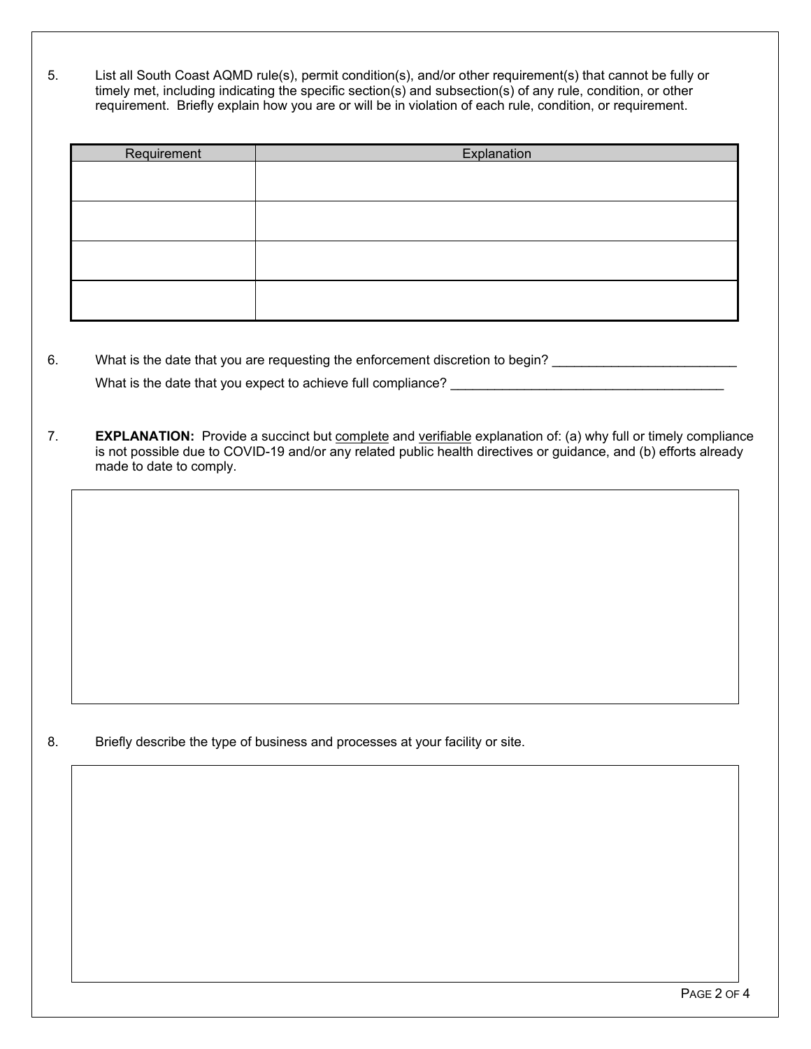5. List all South Coast AQMD rule(s), permit condition(s), and/or other requirement(s) that cannot be fully or timely met, including indicating the specific section(s) and subsection(s) of any rule, condition, or other requirement. Briefly explain how you are or will be in violation of each rule, condition, or requirement.

| Requirement | Explanation |
| --- | --- |
| | |
| | |
| | |
| | |

6. What is the date that you are requesting the enforcement discretion to begin? ________________________

   What is the date that you expect to achieve full compliance? ____________________________________

7. **EXPLANATION:** Provide a succinct but complete and verifiable explanation of: (a) why full or timely compliance is not possible due to COVID-19 and/or any related public health directives or guidance, and (b) efforts already made to date to comply.

8. Briefly describe the type of business and processes at your facility or site.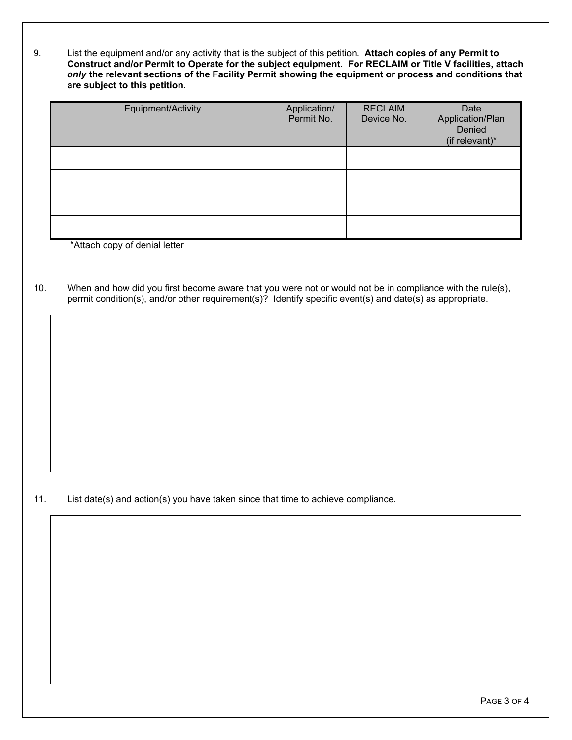9. List the equipment and/or any activity that is the subject of this petition. **Attach copies of any Permit to Construct and/or Permit to Operate for the subject equipment. For RECLAIM or Title V facilities, attach *only* the relevant sections of the Facility Permit showing the equipment or process and conditions that are subject to this petition.**

| Equipment/Activity | Application/ Permit No. | RECLAIM Device No. | Date Application/Plan Denied (if relevant)* |
|---|---|---|---|
| | | | |
| | | | |
| | | | |
| | | | |

*Attach copy of denial letter

10. When and how did you first become aware that you were not or would not be in compliance with the rule(s), permit condition(s), and/or other requirement(s)? Identify specific event(s) and date(s) as appropriate.

11. List date(s) and action(s) you have taken since that time to achieve compliance.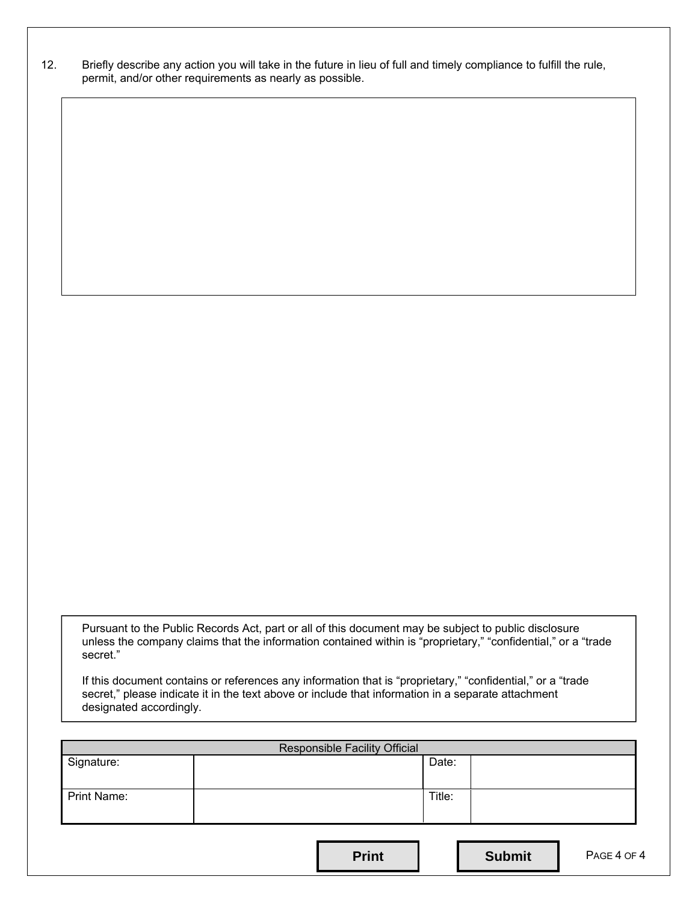12. Briefly describe any action you will take in the future in lieu of full and timely compliance to fulfill the rule, permit, and/or other requirements as nearly as possible.

Pursuant to the Public Records Act, part or all of this document may be subject to public disclosure unless the company claims that the information contained within is "proprietary," "confidential," or a "trade secret."

If this document contains or references any information that is "proprietary," "confidential," or a "trade secret," please indicate it in the text above or include that information in a separate attachment designated accordingly.

| Responsible Facility Official | | | |
|---|---|---|---|
| Signature: | | Date: | |
| Print Name: | | Title: | |

Print

Submit